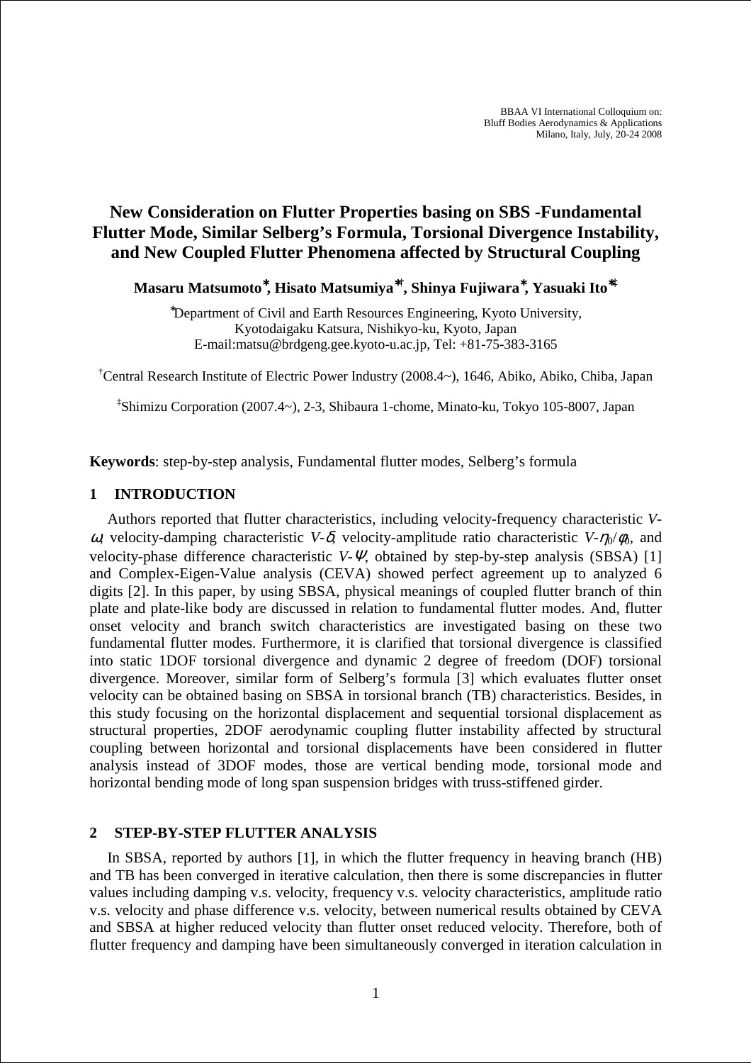BBAA VI International Colloquium on:
Bluff Bodies Aerodynamics & Applications
Milano, Italy, July, 20-24 2008

# New Consideration on Flutter Properties basing on SBS -Fundamental Flutter Mode, Similar Selberg's Formula, Torsional Divergence Instability, and New Coupled Flutter Phenomena affected by Structural Coupling

**Masaru Matsumoto*, Hisato Matsumiya*†, Shinya Fujiwara*, Yasuaki Ito*‡**

*Department of Civil and Earth Resources Engineering, Kyoto University,
Kyotodaigaku Katsura, Nishikyo-ku, Kyoto, Japan
E-mail:matsu@brdgeng.gee.kyoto-u.ac.jp, Tel: +81-75-383-3165

†Central Research Institute of Electric Power Industry (2008.4~), 1646, Abiko, Abiko, Chiba, Japan

‡Shimizu Corporation (2007.4~), 2-3, Shibaura 1-chome, Minato-ku, Tokyo 105-8007, Japan

**Keywords**: step-by-step analysis, Fundamental flutter modes, Selberg's formula

## 1 INTRODUCTION

Authors reported that flutter characteristics, including velocity-frequency characteristic $V$-$\omega$, velocity-damping characteristic $V$-$\delta$, velocity-amplitude ratio characteristic $V$-$\eta_0/\varphi_0$, and velocity-phase difference characteristic $V$-$\Psi$, obtained by step-by-step analysis (SBSA) [1] and Complex-Eigen-Value analysis (CEVA) showed perfect agreement up to analyzed 6 digits [2]. In this paper, by using SBSA, physical meanings of coupled flutter branch of thin plate and plate-like body are discussed in relation to fundamental flutter modes. And, flutter onset velocity and branch switch characteristics are investigated basing on these two fundamental flutter modes. Furthermore, it is clarified that torsional divergence is classified into static 1DOF torsional divergence and dynamic 2 degree of freedom (DOF) torsional divergence. Moreover, similar form of Selberg's formula [3] which evaluates flutter onset velocity can be obtained basing on SBSA in torsional branch (TB) characteristics. Besides, in this study focusing on the horizontal displacement and sequential torsional displacement as structural properties, 2DOF aerodynamic coupling flutter instability affected by structural coupling between horizontal and torsional displacements have been considered in flutter analysis instead of 3DOF modes, those are vertical bending mode, torsional mode and horizontal bending mode of long span suspension bridges with truss-stiffened girder.

## 2 STEP-BY-STEP FLUTTER ANALYSIS

In SBSA, reported by authors [1], in which the flutter frequency in heaving branch (HB) and TB has been converged in iterative calculation, then there is some discrepancies in flutter values including damping v.s. velocity, frequency v.s. velocity characteristics, amplitude ratio v.s. velocity and phase difference v.s. velocity, between numerical results obtained by CEVA and SBSA at higher reduced velocity than flutter onset reduced velocity. Therefore, both of flutter frequency and damping have been simultaneously converged in iteration calculation in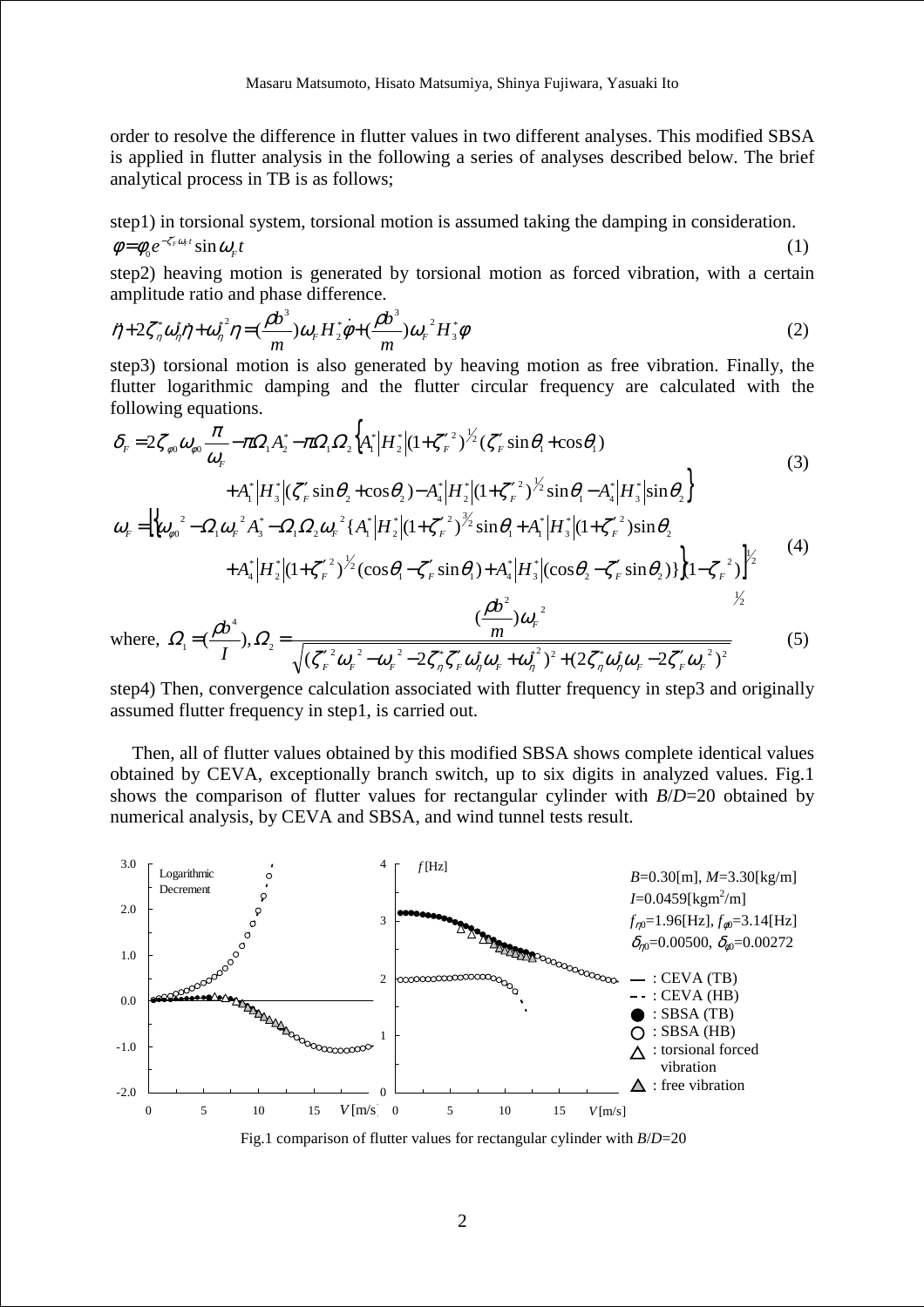order to resolve the difference in flutter values in two different analyses. This modified SBSA is applied in flutter analysis in the following a series of analyses described below. The brief analytical process in TB is as follows;

step1) in torsional system, torsional motion is assumed taking the damping in consideration.

$$\phi = \phi_0 e^{-\zeta_F' \omega_F t} \sin \omega_F t \tag{1}$$

step2) heaving motion is generated by torsional motion as forced vibration, with a certain amplitude ratio and phase difference.

$$\ddot{\eta} + 2\zeta_\eta^* \omega_\eta^* \dot{\eta} + \omega_\eta^{*2} \eta = \left(\frac{\rho b^3}{m}\right) \omega_F H_2^* \dot{\phi} + \left(\frac{\rho b^3}{m}\right) \omega_F^2 H_3^* \phi \tag{2}$$

step3) torsional motion is also generated by heaving motion as free vibration. Finally, the flutter logarithmic damping and the flutter circular frequency are calculated with the following equations.

$$\delta_F = 2\zeta_{\phi 0} \omega_{\phi 0} \frac{\pi}{\omega_F} - \pi \Omega_1 A_2^* - \pi \Omega_1 \Omega_2 \Big\{ A_1^* \left|H_2^*\right| (1 + \zeta_F'^2)^{\frac{1}{2}} (\zeta_F' \sin\theta_1 + \cos\theta_1) + A_1^* \left|H_3^*\right| (\zeta_F' \sin\theta_2 + \cos\theta_2) - A_4^* \left|H_2^*\right| (1 + \zeta_F'^2)^{\frac{1}{2}} \sin\theta_1 - A_4^* \left|H_3^*\right| \sin\theta_2 \Big\} \tag{3}$$

$$\omega_F = \Big[ \Big\{ \omega_{\phi 0}^2 - \Omega_1 \omega_F^2 A_3^* - \Omega_1 \Omega_2 \omega_F^2 \{ A_1^* \left|H_2^*\right| (1 + \zeta_F'^2)^{\frac{3}{2}} \sin\theta_1 + A_1^* \left|H_3^*\right| (1 + \zeta_F'^2) \sin\theta_2 + A_4^* \left|H_2^*\right| (1 + \zeta_F'^2)^{\frac{1}{2}} (\cos\theta_1 - \zeta_F' \sin\theta_1) + A_4^* \left|H_3^*\right| (\cos\theta_2 - \zeta_F' \sin\theta_2) \} \Big\} (1 - \zeta_F'^2) \Big]^{\frac{1}{2}} \tag{4}$$

$$\text{where, } \Omega_1 = \left(\frac{\rho b^4}{I}\right), \Omega_2 = \frac{\left(\frac{\rho b^2}{m}\right) \omega_F^2}{\sqrt{(\zeta_F'^2 \omega_F^2 - \omega_F^2 - 2\zeta_\eta^* \zeta_F' \omega_\eta^* \omega_F + \omega_\eta^{*2})^2 + (2\zeta_\eta^* \omega_\eta^* \omega_F - 2\zeta_F' \omega_F^2)^2}} \tag{5}$$

step4) Then, convergence calculation associated with flutter frequency in step3 and originally assumed flutter frequency in step1, is carried out.

Then, all of flutter values obtained by this modified SBSA shows complete identical values obtained by CEVA, exceptionally branch switch, up to six digits in analyzed values. Fig.1 shows the comparison of flutter values for rectangular cylinder with $B/D$=20 obtained by numerical analysis, by CEVA and SBSA, and wind tunnel tests result.

Fig.1 comparison of flutter values for rectangular cylinder with $B/D$=20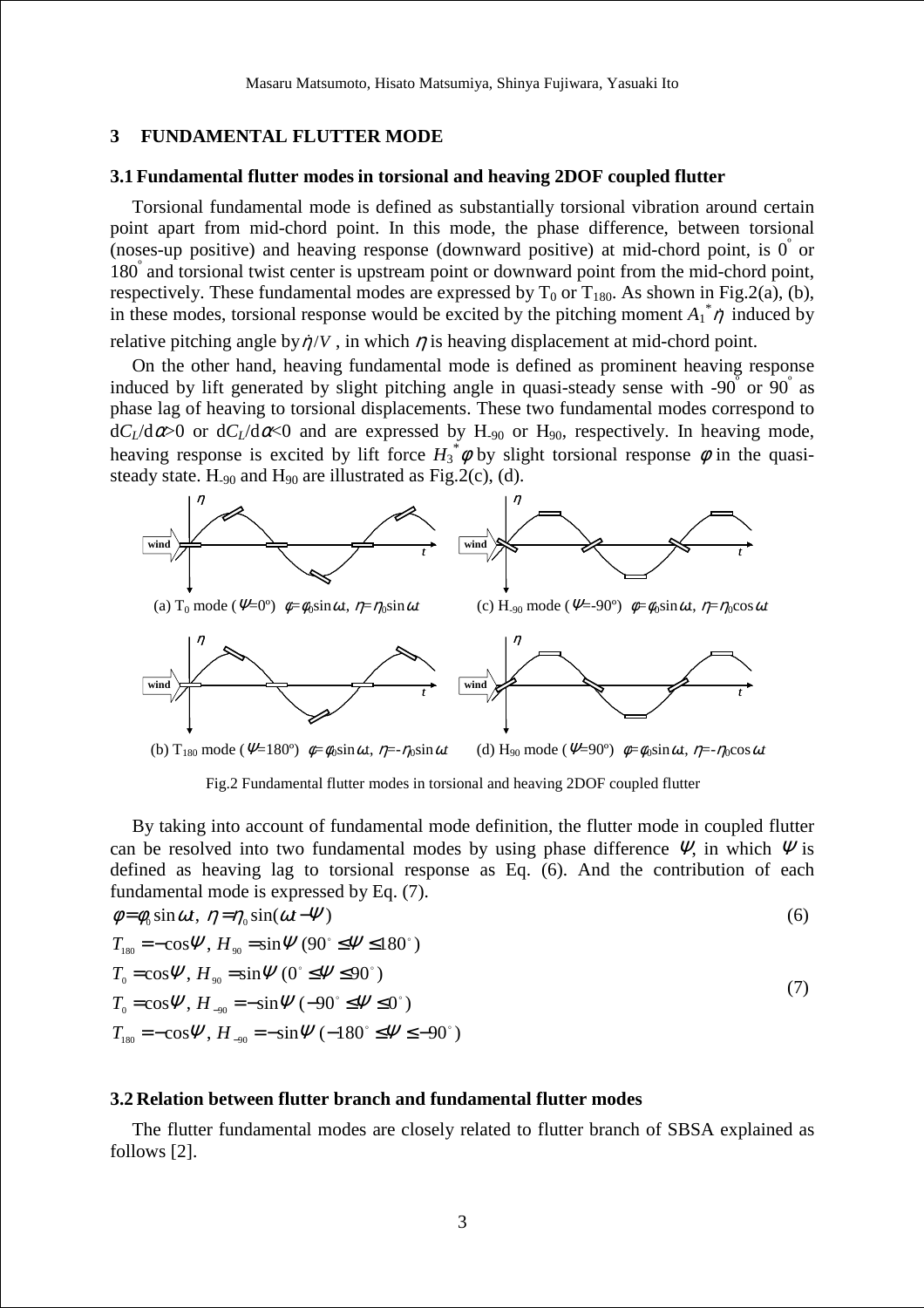## 3 FUNDAMENTAL FLUTTER MODE

### 3.1 Fundamental flutter modes in torsional and heaving 2DOF coupled flutter

Torsional fundamental mode is defined as substantially torsional vibration around certain point apart from mid-chord point. In this mode, the phase difference, between torsional (noses-up positive) and heaving response (downward positive) at mid-chord point, is $0^{\circ}$ or $180^{\circ}$ and torsional twist center is upstream point or downward point from the mid-chord point, respectively. These fundamental modes are expressed by $T_0$ or $T_{180}$. As shown in Fig.2(a), (b), in these modes, torsional response would be excited by the pitching moment $A_1^*\dot{\eta}$ induced by relative pitching angle by $\dot{\eta}/V$, in which $\eta$ is heaving displacement at mid-chord point.

On the other hand, heaving fundamental mode is defined as prominent heaving response induced by lift generated by slight pitching angle in quasi-steady sense with $-90^{\circ}$ or $90^{\circ}$ as phase lag of heaving to torsional displacements. These two fundamental modes correspond to $dC_L/d\alpha>0$ or $dC_L/d\alpha<0$ and are expressed by $H_{-90}$ or $H_{90}$, respectively. In heaving mode, heaving response is excited by lift force $H_3^*\phi$ by slight torsional response $\phi$ in the quasi-steady state. $H_{-90}$ and $H_{90}$ are illustrated as Fig.2(c), (d).

(a) $T_0$ mode ($\Psi$=0º) $\phi=\phi_0\sin\omega t$, $\eta=\eta_0\sin\omega t$

(b) $T_{180}$ mode ($\Psi$=180º) $\phi=\phi_0\sin\omega t$, $\eta=-\eta_0\sin\omega t$

(c) $H_{-90}$ mode ($\Psi$=-90º) $\phi=\phi_0\sin\omega t$, $\eta=\eta_0\cos\omega t$

(d) $H_{90}$ mode ($\Psi$=90º) $\phi=\phi_0\sin\omega t$, $\eta=-\eta_0\cos\omega t$

Fig.2 Fundamental flutter modes in torsional and heaving 2DOF coupled flutter

By taking into account of fundamental mode definition, the flutter mode in coupled flutter can be resolved into two fundamental modes by using phase difference $\Psi$, in which $\Psi$ is defined as heaving lag to torsional response as Eq. (6). And the contribution of each fundamental mode is expressed by Eq. (7).

$$\phi=\phi_0\sin\omega t,\ \eta=\eta_0\sin(\omega t-\Psi) \tag{6}$$

$$\begin{aligned}
&T_{180}=-\cos\Psi,\ H_{90}=\sin\Psi\ (90^{\circ}\le\Psi\le180^{\circ})\\
&T_0=\cos\Psi,\ H_{90}=\sin\Psi\ (0^{\circ}\le\Psi\le90^{\circ})\\
&T_0=\cos\Psi,\ H_{-90}=-\sin\Psi\ (-90^{\circ}\le\Psi\le0^{\circ})\\
&T_{180}=-\cos\Psi,\ H_{-90}=-\sin\Psi\ (-180^{\circ}\le\Psi\le-90^{\circ})
\end{aligned} \tag{7}$$

### 3.2 Relation between flutter branch and fundamental flutter modes

The flutter fundamental modes are closely related to flutter branch of SBSA explained as follows [2].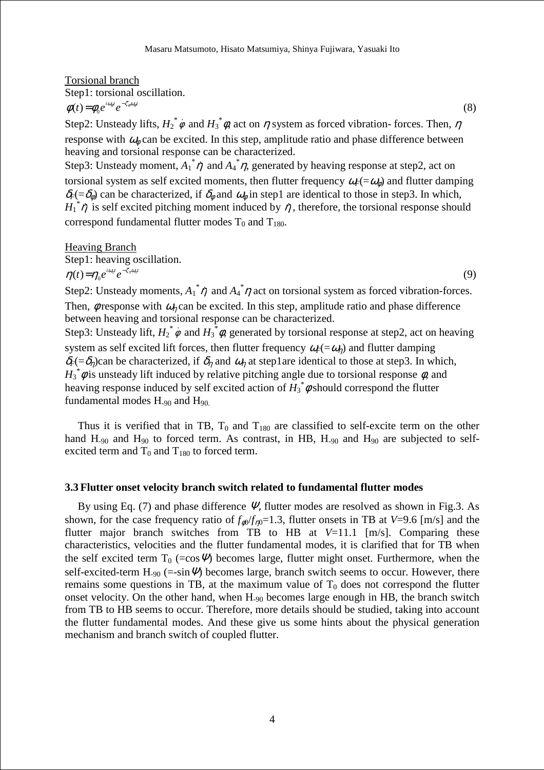Torsional branch

Step1: torsional oscillation.

$$\phi(t) = \phi_0 e^{i\omega_\phi t} e^{-\zeta_\phi \omega_\phi t} \tag{8}$$

Step2: Unsteady lifts, $H_2^* \dot{\phi}$ and $H_3^* \phi$, act on $\eta$ system as forced vibration- forces. Then, $\eta$ response with $\omega_\phi$ can be excited. In this step, amplitude ratio and phase difference between heaving and torsional response can be characterized.

Step3: Unsteady moment, $A_1^* \dot{\eta}$ and $A_4^* \eta$, generated by heaving response at step2, act on torsional system as self excited moments, then flutter frequency $\omega_F(=\omega_\phi)$ and flutter damping $\delta_F(=\delta_\phi)$ can be characterized, if $\delta_\phi$ and $\omega_\phi$ in step1 are identical to those in step3. In which, $H_1^* \dot{\eta}$ is self excited pitching moment induced by $\dot{\eta}$, therefore, the torsional response should correspond fundamental flutter modes $T_0$ and $T_{180}$.

Heaving Branch

Step1: heaving oscillation.

$$\eta(t) = \eta_0 e^{i\omega_\eta t} e^{-\zeta_\eta \omega_\eta t} \tag{9}$$

Step2: Unsteady moments, $A_1^* \dot{\eta}$ and $A_4^* \eta$ act on torsional system as forced vibration-forces. Then, $\phi$ response with $\omega_\eta$ can be excited. In this step, amplitude ratio and phase difference between heaving and torsional response can be characterized.

Step3: Unsteady lift, $H_2^* \dot{\phi}$ and $H_3^* \phi$, generated by torsional response at step2, act on heaving system as self excited lift forces, then flutter frequency $\omega_F(=\omega_\eta)$ and flutter damping $\delta_F(=\delta_\eta)$can be characterized, if $\delta_\eta$ and $\omega_\eta$ at step1are identical to those at step3. In which, $H_3^* \phi$ is unsteady lift induced by relative pitching angle due to torsional response $\phi$, and heaving response induced by self excited action of $H_3^* \phi$ should correspond the flutter fundamental modes $H_{-90}$ and $H_{90}$.

Thus it is verified that in TB, $T_0$ and $T_{180}$ are classified to self-excite term on the other hand $H_{-90}$ and $H_{90}$ to forced term. As contrast, in HB, $H_{-90}$ and $H_{90}$ are subjected to self-excited term and $T_0$ and $T_{180}$ to forced term.

### 3.3 Flutter onset velocity branch switch related to fundamental flutter modes

By using Eq. (7) and phase difference $\Psi$, flutter modes are resolved as shown in Fig.3. As shown, for the case frequency ratio of $f_{\phi 0}/f_{\eta 0}$=1.3, flutter onsets in TB at $V$=9.6 [m/s] and the flutter major branch switches from TB to HB at $V$=11.1 [m/s]. Comparing these characteristics, velocities and the flutter fundamental modes, it is clarified that for TB when the self excited term $T_0$ (=cos$\Psi$) becomes large, flutter might onset. Furthermore, when the self-excited-term $H_{-90}$ (=-sin$\Psi$) becomes large, branch switch seems to occur. However, there remains some questions in TB, at the maximum value of $T_0$ does not correspond the flutter onset velocity. On the other hand, when $H_{-90}$ becomes large enough in HB, the branch switch from TB to HB seems to occur. Therefore, more details should be studied, taking into account the flutter fundamental modes. And these give us some hints about the physical generation mechanism and branch switch of coupled flutter.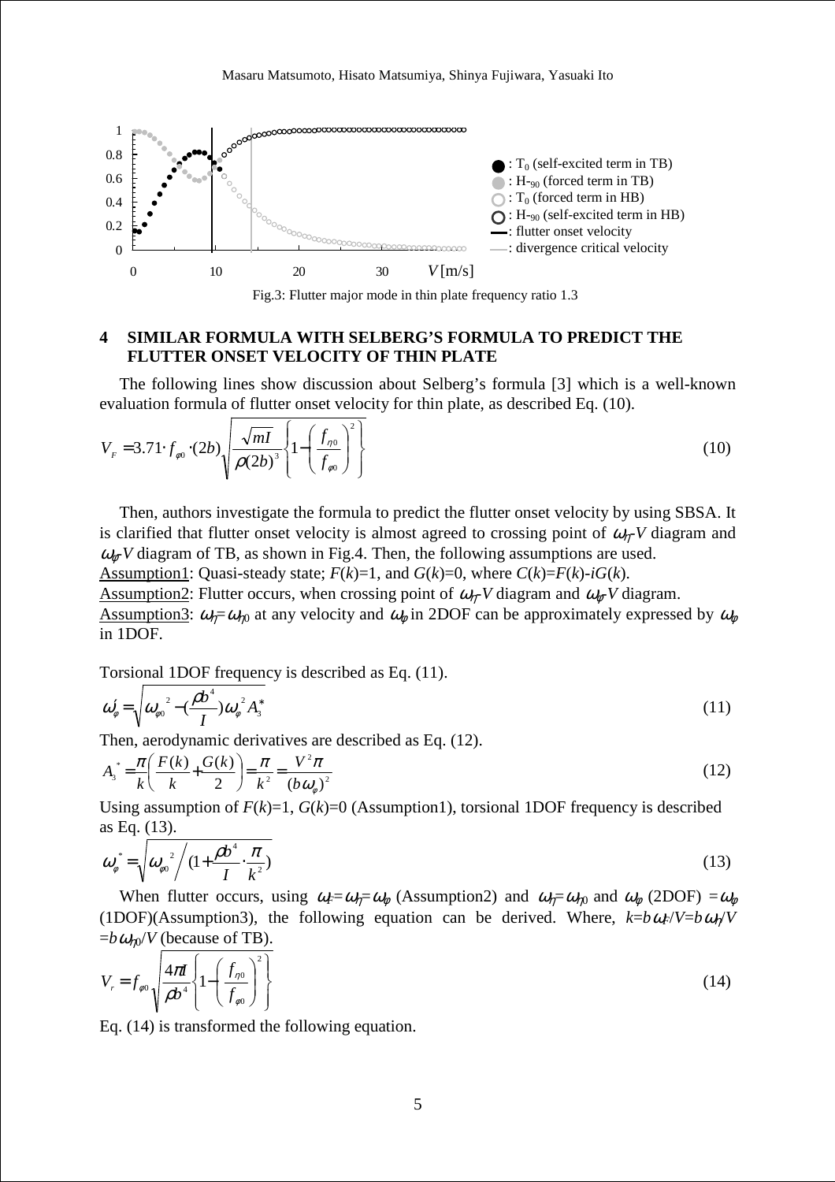Fig.3: Flutter major mode in thin plate frequency ratio 1.3

## 4 SIMILAR FORMULA WITH SELBERG'S FORMULA TO PREDICT THE FLUTTER ONSET VELOCITY OF THIN PLATE

The following lines show discussion about Selberg's formula [3] which is a well-known evaluation formula of flutter onset velocity for thin plate, as described Eq. (10).

$$V_F = 3.71 \cdot f_{\varphi 0} \cdot (2b) \sqrt{\frac{\sqrt{mI}}{\rho (2b)^3} \left\{ 1 - \left( \frac{f_{\eta 0}}{f_{\varphi 0}} \right)^2 \right\}} \tag{10}$$

Then, authors investigate the formula to predict the flutter onset velocity by using SBSA. It is clarified that flutter onset velocity is almost agreed to crossing point of $\omega_\eta$-$V$ diagram and $\omega_\varphi$-$V$ diagram of TB, as shown in Fig.4. Then, the following assumptions are used.

Assumption1: Quasi-steady state; $F(k)=1$, and $G(k)=0$, where $C(k)=F(k)-iG(k)$.

Assumption2: Flutter occurs, when crossing point of $\omega_\eta$-$V$ diagram and $\omega_\varphi$-$V$ diagram.

Assumption3: $\omega_\eta = \omega_{\eta 0}$ at any velocity and $\omega_\varphi$ in 2DOF can be approximately expressed by $\omega_\varphi$ in 1DOF.

Torsional 1DOF frequency is described as Eq. (11).

$$\omega_\varphi' = \sqrt{\omega_{\varphi 0}{}^2 - \left(\frac{\rho b^4}{I}\right) \omega_\varphi{}^2 A_3^*} \tag{11}$$

Then, aerodynamic derivatives are described as Eq. (12).

$$A_3^* = \frac{\pi}{k} \left( \frac{F(k)}{k} + \frac{G(k)}{2} \right) = \frac{\pi}{k^2} = \frac{V^2 \pi}{(b\omega_\varphi)^2} \tag{12}$$

Using assumption of $F(k)=1$, $G(k)=0$ (Assumption1), torsional 1DOF frequency is described as Eq. (13).

$$\omega_\varphi^* = \sqrt{\omega_{\varphi 0}{}^2 \Big/ \left(1 + \frac{\rho b^4}{I} \cdot \frac{\pi}{k^2}\right)} \tag{13}$$

When flutter occurs, using $\omega_F = \omega_\eta = \omega_\varphi$ (Assumption2) and $\omega_\eta = \omega_{\eta 0}$ and $\omega_\varphi$ (2DOF) $= \omega_\varphi$ (1DOF)(Assumption3), the following equation can be derived. Where, $k = b\omega_F/V = b\omega_\eta/V = b\omega_{\eta 0}/V$ (because of TB).

$$V_r = f_{\varphi 0} \sqrt{\frac{4\pi I}{\rho b^4} \left\{ 1 - \left( \frac{f_{\eta 0}}{f_{\varphi 0}} \right)^2 \right\}} \tag{14}$$

Eq. (14) is transformed the following equation.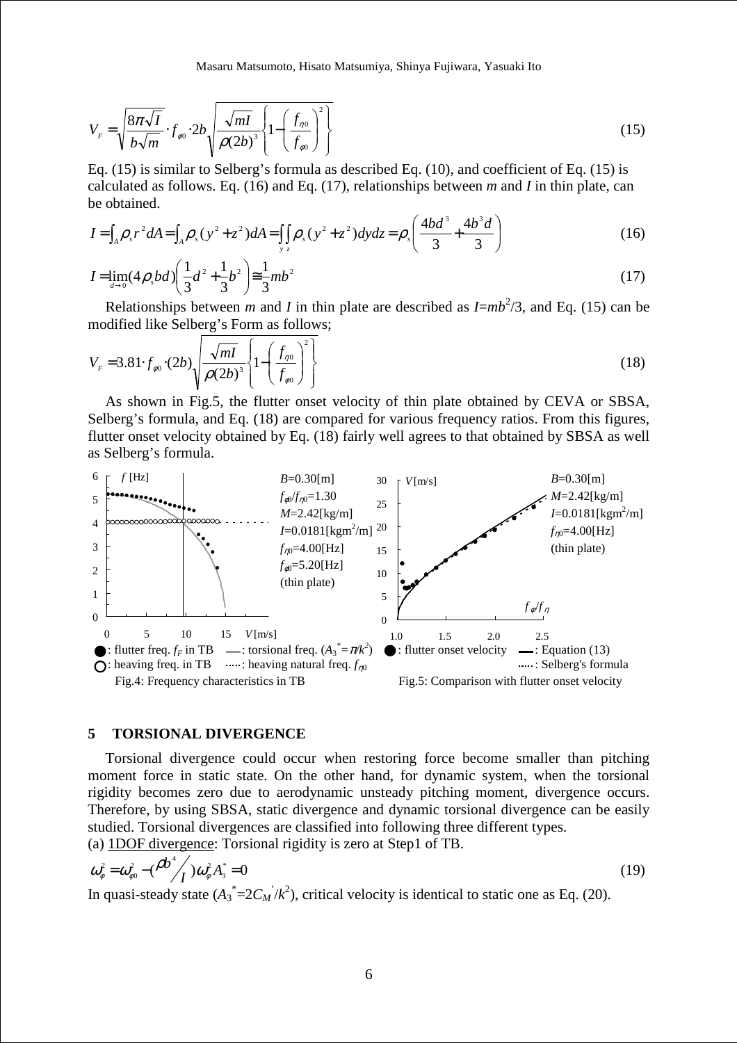$$V_F = \sqrt{\frac{8\pi\sqrt{I}}{b\sqrt{m}}} \cdot f_{\varphi 0} \cdot 2b \sqrt{\frac{\sqrt{mI}}{\rho (2b)^3} \left\{ 1 - \left( \frac{f_{\eta 0}}{f_{\varphi 0}} \right)^2 \right\}} \tag{15}$$

Eq. (15) is similar to Selberg's formula as described Eq. (10), and coefficient of Eq. (15) is calculated as follows. Eq. (16) and Eq. (17), relationships between *m* and *I* in thin plate, can be obtained.

$$I = \int_A \rho_s r^2 dA = \int_A \rho_s (y^2 + z^2) dA = \iint_{y\,z} \rho_s (y^2 + z^2) dy dz = \rho_s \left( \frac{4bd^3}{3} + \frac{4b^3 d}{3} \right) \tag{16}$$

$$I = \lim_{d \to 0} (4\rho_s bd) \left( \frac{1}{3} d^2 + \frac{1}{3} b^2 \right) \cong \frac{1}{3} mb^2 \tag{17}$$

Relationships between *m* and *I* in thin plate are described as $I=mb^2/3$, and Eq. (15) can be modified like Selberg's Form as follows;

$$V_F = 3.81 \cdot f_{\varphi 0} \cdot (2b) \sqrt{\frac{\sqrt{mI}}{\rho (2b)^3} \left\{ 1 - \left( \frac{f_{\eta 0}}{f_{\varphi 0}} \right)^2 \right\}} \tag{18}$$

As shown in Fig.5, the flutter onset velocity of thin plate obtained by CEVA or SBSA, Selberg's formula, and Eq. (18) are compared for various frequency ratios. From this figures, flutter onset velocity obtained by Eq. (18) fairly well agrees to that obtained by SBSA as well as Selberg's formula.

Fig.4: Frequency characteristics in TB

Fig.5: Comparison with flutter onset velocity

## 5 TORSIONAL DIVERGENCE

Torsional divergence could occur when restoring force become smaller than pitching moment force in static state. On the other hand, for dynamic system, when the torsional rigidity becomes zero due to aerodynamic unsteady pitching moment, divergence occurs. Therefore, by using SBSA, static divergence and dynamic torsional divergence can be easily studied. Torsional divergences are classified into following three different types.

(a) <u>1DOF divergence</u>: Torsional rigidity is zero at Step1 of TB.

$$\omega_\varphi^2 = \omega_{\varphi 0}^2 - \left( \rho b^4 \middle/ I \right) \omega_\varphi^2 A_3^* = 0 \tag{19}$$

In quasi-steady state ($A_3^* = 2C_M'/k^2$), critical velocity is identical to static one as Eq. (20).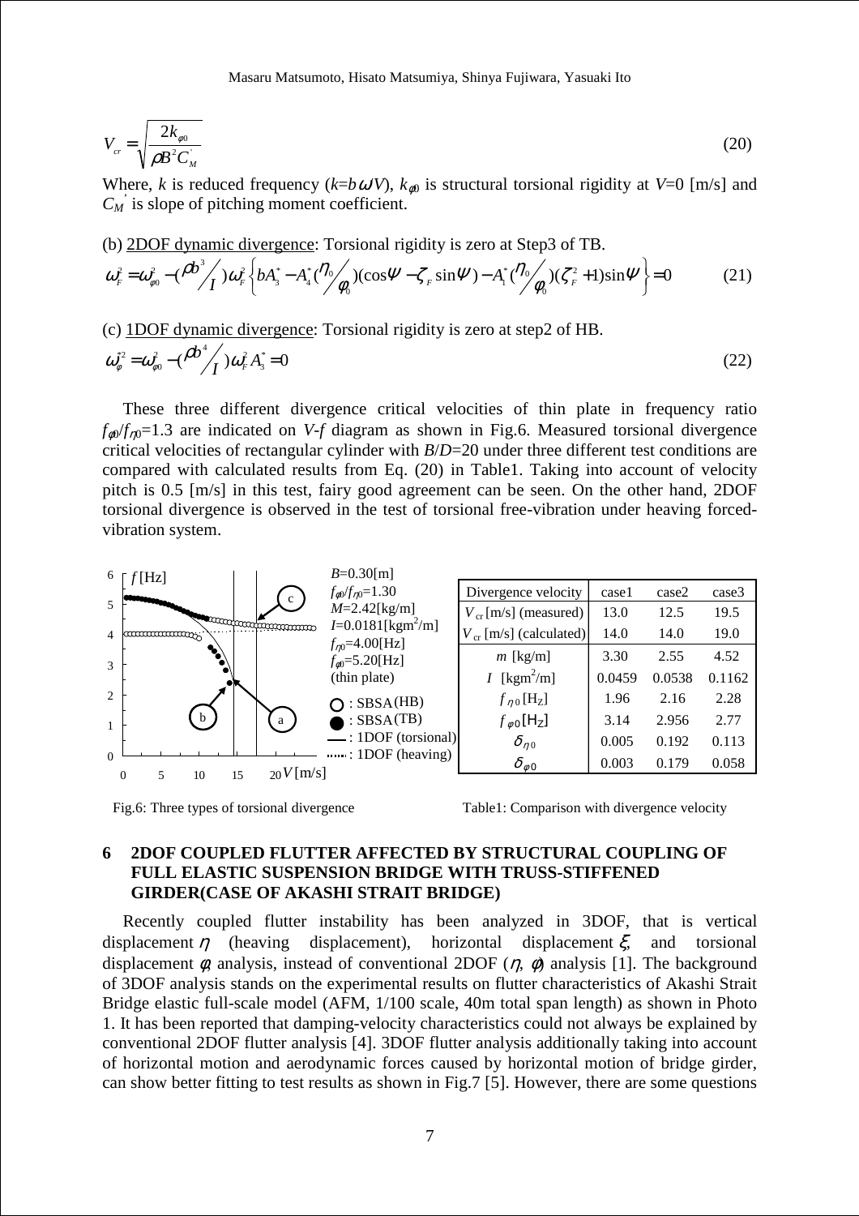$$V_{cr} = \sqrt{\frac{2k_{\phi 0}}{\rho B^2 C_M^{'}}} \tag{20}$$

Where, $k$ is reduced frequency ($k$=$b\omega/V$), $k_{\phi 0}$ is structural torsional rigidity at $V$=0 [m/s] and $C_M^{'}$ is slope of pitching moment coefficient.

(b) 2DOF dynamic divergence: Torsional rigidity is zero at Step3 of TB.

$$\omega_F^2 = \omega_{\phi 0}^2 - \left(\frac{\rho b^3}{I}\right)\omega_F^2\left\{bA_3^* - A_4^*\left(\frac{\eta_0}{\phi_0}\right)(\cos\Psi - \zeta_F\sin\Psi) - A_1^*\left(\frac{\eta_0}{\phi_0}\right)(\zeta_F^2+1)\sin\Psi\right\} = 0 \tag{21}$$

(c) 1DOF dynamic divergence: Torsional rigidity is zero at step2 of HB.

$$\omega_\phi^{*2} = \omega_{\phi 0}^2 - \left(\frac{\rho b^4}{I}\right)\omega_F^2 A_3^* = 0 \tag{22}$$

These three different divergence critical velocities of thin plate in frequency ratio $f_{\phi 0}/f_{\eta 0}$=1.3 are indicated on $V$-$f$ diagram as shown in Fig.6. Measured torsional divergence critical velocities of rectangular cylinder with $B/D$=20 under three different test conditions are compared with calculated results from Eq. (20) in Table1. Taking into account of velocity pitch is 0.5 [m/s] in this test, fairy good agreement can be seen. On the other hand, 2DOF torsional divergence is observed in the test of torsional free-vibration under heaving forced-vibration system.

Fig.6: Three types of torsional divergence

| Divergence velocity | case1 | case2 | case3 |
|---|---|---|---|
| $V_{cr}$ [m/s] (measured) | 13.0 | 12.5 | 19.5 |
| $V_{cr}$ [m/s] (calculated) | 14.0 | 14.0 | 19.0 |
| $m$ [kg/m] | 3.30 | 2.55 | 4.52 |
| $I$ [kgm$^2$/m] | 0.0459 | 0.0538 | 0.1162 |
| $f_{\eta 0}$ [Hz] | 1.96 | 2.16 | 2.28 |
| $f_{\phi 0}$ [Hz] | 3.14 | 2.956 | 2.77 |
| $\delta_{\eta 0}$ | 0.005 | 0.192 | 0.113 |
| $\delta_{\phi 0}$ | 0.003 | 0.179 | 0.058 |

Table1: Comparison with divergence velocity

## 6 2DOF COUPLED FLUTTER AFFECTED BY STRUCTURAL COUPLING OF FULL ELASTIC SUSPENSION BRIDGE WITH TRUSS-STIFFENED GIRDER(CASE OF AKASHI STRAIT BRIDGE)

Recently coupled flutter instability has been analyzed in 3DOF, that is vertical displacement $\eta$ (heaving displacement), horizontal displacement $\xi$, and torsional displacement $\phi$, analysis, instead of conventional 2DOF ($\eta$, $\phi$) analysis [1]. The background of 3DOF analysis stands on the experimental results on flutter characteristics of Akashi Strait Bridge elastic full-scale model (AFM, 1/100 scale, 40m total span length) as shown in Photo 1. It has been reported that damping-velocity characteristics could not always be explained by conventional 2DOF flutter analysis [4]. 3DOF flutter analysis additionally taking into account of horizontal motion and aerodynamic forces caused by horizontal motion of bridge girder, can show better fitting to test results as shown in Fig.7 [5]. However, there are some questions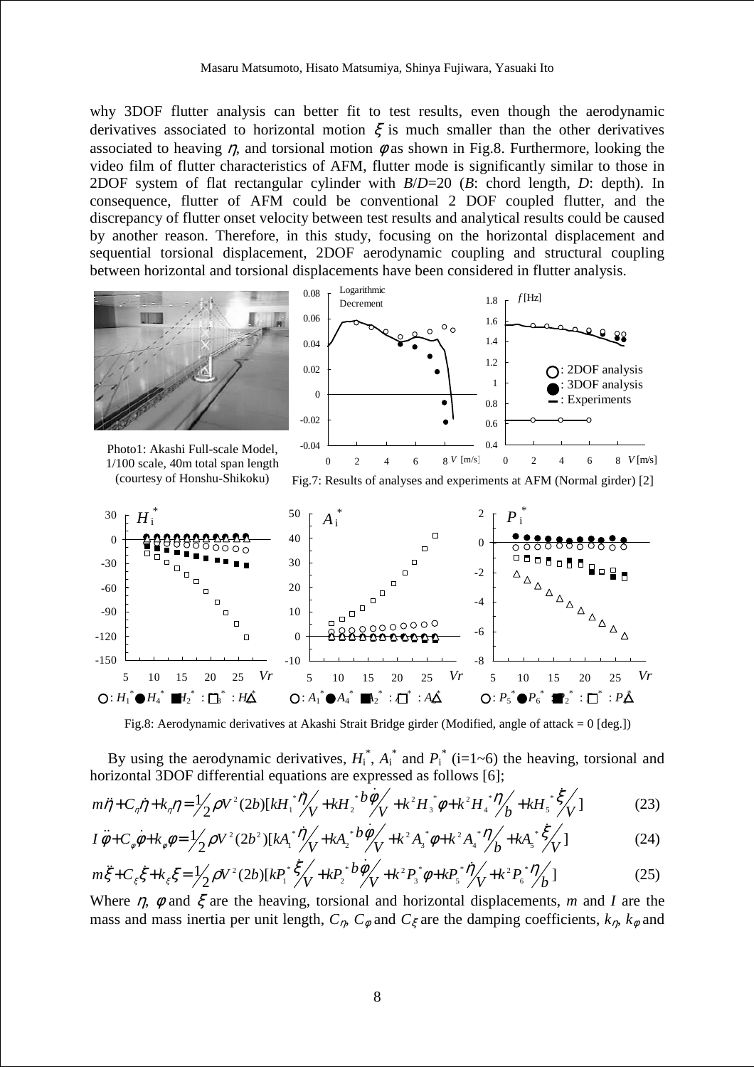why 3DOF flutter analysis can better fit to test results, even though the aerodynamic derivatives associated to horizontal motion $\xi$ is much smaller than the other derivatives associated to heaving $\eta$, and torsional motion $\phi$ as shown in Fig.8. Furthermore, looking the video film of flutter characteristics of AFM, flutter mode is significantly similar to those in 2DOF system of flat rectangular cylinder with $B/D$=20 ($B$: chord length, $D$: depth). In consequence, flutter of AFM could be conventional 2 DOF coupled flutter, and the discrepancy of flutter onset velocity between test results and analytical results could be caused by another reason. Therefore, in this study, focusing on the horizontal displacement and sequential torsional displacement, 2DOF aerodynamic coupling and structural coupling between horizontal and torsional displacements have been considered in flutter analysis.

Photo1: Akashi Full-scale Model, 1/100 scale, 40m total span length (courtesy of Honshu-Shikoku)

Fig.7: Results of analyses and experiments at AFM (Normal girder) [2]

Fig.8: Aerodynamic derivatives at Akashi Strait Bridge girder (Modified, angle of attack = 0 [deg.])

By using the aerodynamic derivatives, $H_i^*$, $A_i^*$ and $P_i^*$ (i=1~6) the heaving, torsional and horizontal 3DOF differential equations are expressed as follows [6];

$$m\ddot{\eta}+C_\eta\dot{\eta}+k_\eta\eta=\frac{1}{2}\rho V^2(2b)[kH_1^*\frac{\dot{\eta}}{V}+kH_2^*\frac{b\dot{\phi}}{V}+k^2H_3^*\phi+k^2H_4^*\frac{\eta}{b}+kH_5^*\frac{\dot{\xi}}{V}] \tag{23}$$

$$I\ddot{\phi}+C_\phi\dot{\phi}+k_\phi\phi=\frac{1}{2}\rho V^2(2b^2)[kA_1^*\frac{\dot{\eta}}{V}+kA_2^*\frac{b\dot{\phi}}{V}+k^2A_3^*\phi+k^2A_4^*\frac{\eta}{b}+kA_5^*\frac{\dot{\xi}}{V}] \tag{24}$$

$$m\ddot{\xi}+C_\xi\dot{\xi}+k_\xi\xi=\frac{1}{2}\rho V^2(2b)[kP_1^*\frac{\dot{\xi}}{V}+kP_2^*\frac{b\dot{\phi}}{V}+k^2P_3^*\phi+kP_5^*\frac{\dot{\eta}}{V}+k^2P_6^*\frac{\eta}{b}] \tag{25}$$

Where $\eta$, $\phi$ and $\xi$ are the heaving, torsional and horizontal displacements, $m$ and $I$ are the mass and mass inertia per unit length, $C_\eta$, $C_\phi$ and $C_\xi$ are the damping coefficients, $k_\eta$, $k_\phi$ and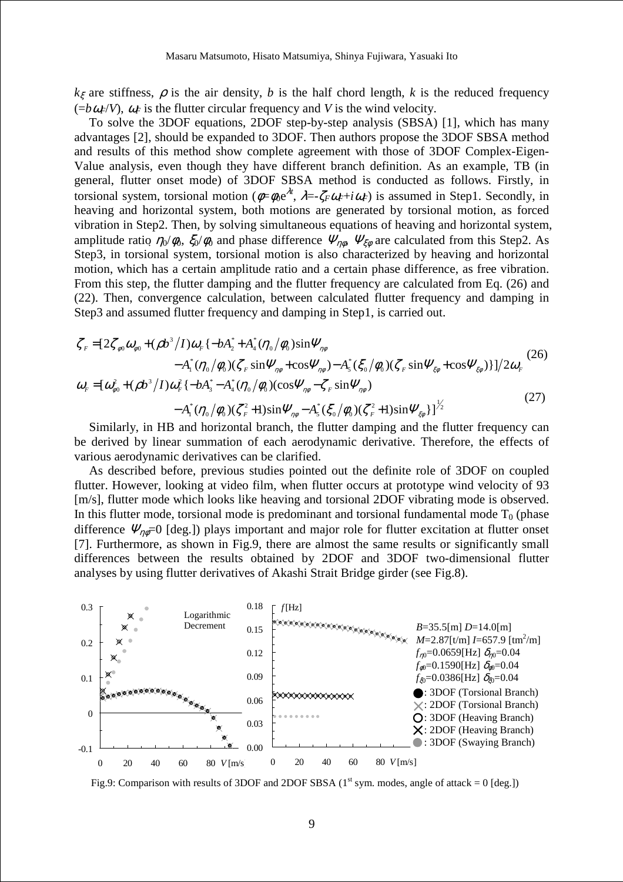$k_\xi$ are stiffness, $\rho$ is the air density, $b$ is the half chord length, $k$ is the reduced frequency ($=b\omega_F/V$), $\omega_F$ is the flutter circular frequency and $V$ is the wind velocity.

To solve the 3DOF equations, 2DOF step-by-step analysis (SBSA) [1], which has many advantages [2], should be expanded to 3DOF. Then authors propose the 3DOF SBSA method and results of this method show complete agreement with those of 3DOF Complex-Eigen-Value analysis, even though they have different branch definition. As an example, TB (in general, flutter onset mode) of 3DOF SBSA method is conducted as follows. Firstly, in torsional system, torsional motion ($\phi=\phi_0 e^{\lambda t}$, $\lambda=-\zeta_F\omega_F+i\omega_F$) is assumed in Step1. Secondly, in heaving and horizontal system, both motions are generated by torsional motion, as forced vibration in Step2. Then, by solving simultaneous equations of heaving and horizontal system, amplitude ratio $\eta_0/\phi_0$, $\xi_0/\phi_0$ and phase difference $\Psi_{\eta\phi}$, $\Psi_{\xi\phi}$ are calculated from this Step2. As Step3, in torsional system, torsional motion is also characterized by heaving and horizontal motion, which has a certain amplitude ratio and a certain phase difference, as free vibration. From this step, the flutter damping and the flutter frequency are calculated from Eq. (26) and (22). Then, convergence calculation, between calculated flutter frequency and damping in Step3 and assumed flutter frequency and damping in Step1, is carried out.

$$\begin{aligned}\zeta_F = [2\zeta_{\phi 0}\omega_{\phi 0} + (\rho b^3/I)\omega_F\{-bA_2^* + A_4^*(\eta_0/\phi_0)\sin\Psi_{\eta\phi} \\ - A_1^*(\eta_0/\phi_0)(\zeta_F\sin\Psi_{\eta\phi}+\cos\Psi_{\eta\phi}) - A_5^*(\xi_0/\phi_0)(\zeta_F\sin\Psi_{\xi\phi}+\cos\Psi_{\xi\phi})\}]/2\omega_F\end{aligned} \tag{26}$$

$$\begin{aligned}\omega_F = [\omega_{\phi 0}^2 + (\rho b^3/I)\omega_F^2\{-bA_3^* - A_4^*(\eta_0/\phi_0)(\cos\Psi_{\eta\phi} - \zeta_F\sin\Psi_{\eta\phi}) \\ - A_1^*(\eta_0/\phi_0)(\zeta_F^2+1)\sin\Psi_{\eta\phi} - A_5^*(\xi_0/\phi_0)(\zeta_F^2+1)\sin\Psi_{\xi\phi}\}]^{\frac{1}{2}}\end{aligned} \tag{27}$$

Similarly, in HB and horizontal branch, the flutter damping and the flutter frequency can be derived by linear summation of each aerodynamic derivative. Therefore, the effects of various aerodynamic derivatives can be clarified.

As described before, previous studies pointed out the definite role of 3DOF on coupled flutter. However, looking at video film, when flutter occurs at prototype wind velocity of 93 [m/s], flutter mode which looks like heaving and torsional 2DOF vibrating mode is observed. In this flutter mode, torsional mode is predominant and torsional fundamental mode $T_0$ (phase difference $\Psi_{\eta\phi}$=0 [deg.]) plays important and major role for flutter excitation at flutter onset [7]. Furthermore, as shown in Fig.9, there are almost the same results or significantly small differences between the results obtained by 2DOF and 3DOF two-dimensional flutter analyses by using flutter derivatives of Akashi Strait Bridge girder (see Fig.8).

Fig.9: Comparison with results of 3DOF and 2DOF SBSA (1st sym. modes, angle of attack = 0 [deg.])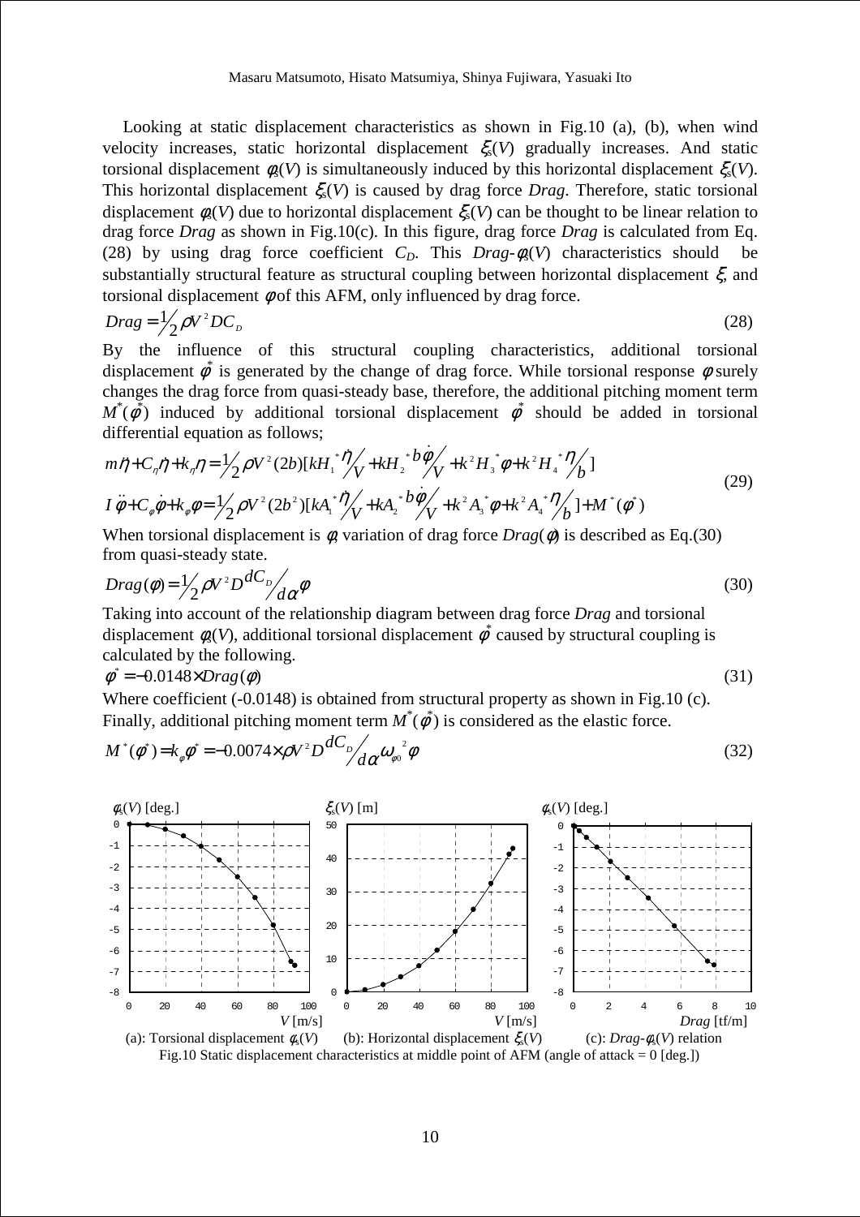Looking at static displacement characteristics as shown in Fig.10 (a), (b), when wind velocity increases, static horizontal displacement $\xi_s(V)$ gradually increases. And static torsional displacement $\phi_s(V)$ is simultaneously induced by this horizontal displacement $\xi_s(V)$. This horizontal displacement $\xi_s(V)$ is caused by drag force *Drag*. Therefore, static torsional displacement $\phi_s(V)$ due to horizontal displacement $\xi_s(V)$ can be thought to be linear relation to drag force *Drag* as shown in Fig.10(c). In this figure, drag force *Drag* is calculated from Eq. (28) by using drag force coefficient $C_D$. This *Drag*-$\phi_s(V)$ characteristics should be substantially structural feature as structural coupling between horizontal displacement $\xi$, and torsional displacement $\phi$ of this AFM, only influenced by drag force.

$$Drag = \frac{1}{2}\rho V^2 D C_D \tag{28}$$

By the influence of this structural coupling characteristics, additional torsional displacement $\phi^*$ is generated by the change of drag force. While torsional response $\phi$ surely changes the drag force from quasi-steady base, therefore, the additional pitching moment term $M^*(\phi^*)$ induced by additional torsional displacement $\phi^*$ should be added in torsional differential equation as follows;

$$
\begin{aligned}
m\ddot{\eta} + C_\eta \dot{\eta} + k_\eta \eta &= \frac{1}{2}\rho V^2 (2b)\left[kH_1^* \frac{\dot{\eta}}{V} + kH_2^* \frac{b\dot{\phi}}{V} + k^2 H_3^* \phi + k^2 H_4^* \frac{\eta}{b}\right] \\
I\ddot{\phi} + C_\phi \dot{\phi} + k_\phi \phi &= \frac{1}{2}\rho V^2 (2b^2)\left[kA_1^* \frac{\dot{\eta}}{V} + kA_2^* \frac{b\dot{\phi}}{V} + k^2 A_3^* \phi + k^2 A_4^* \frac{\eta}{b}\right] + M^*(\phi^*)
\end{aligned}
\tag{29}
$$

When torsional displacement is $\phi$, variation of drag force $Drag(\phi)$ is described as Eq.(30) from quasi-steady state.

$$Drag(\phi) = \frac{1}{2}\rho V^2 D \frac{dC_D}{d\alpha}\phi \tag{30}$$

Taking into account of the relationship diagram between drag force *Drag* and torsional displacement $\phi_s(V)$, additional torsional displacement $\phi^*$ caused by structural coupling is calculated by the following.

$$\phi^* = -0.0148 \times Drag(\phi) \tag{31}$$

Where coefficient (-0.0148) is obtained from structural property as shown in Fig.10 (c). Finally, additional pitching moment term $M^*(\phi^*)$ is considered as the elastic force.

$$M^*(\phi^*) = k_\phi \phi^* = -0.0074 \times \rho V^2 D \frac{dC_D}{d\alpha} \omega_{\phi 0}^{\;2} \phi \tag{32}$$

(a): Torsional displacement $\phi_s(V)$ (b): Horizontal displacement $\xi_s(V)$ (c): *Drag*-$\phi_s(V)$ relation

Fig.10 Static displacement characteristics at middle point of AFM (angle of attack = 0 [deg.])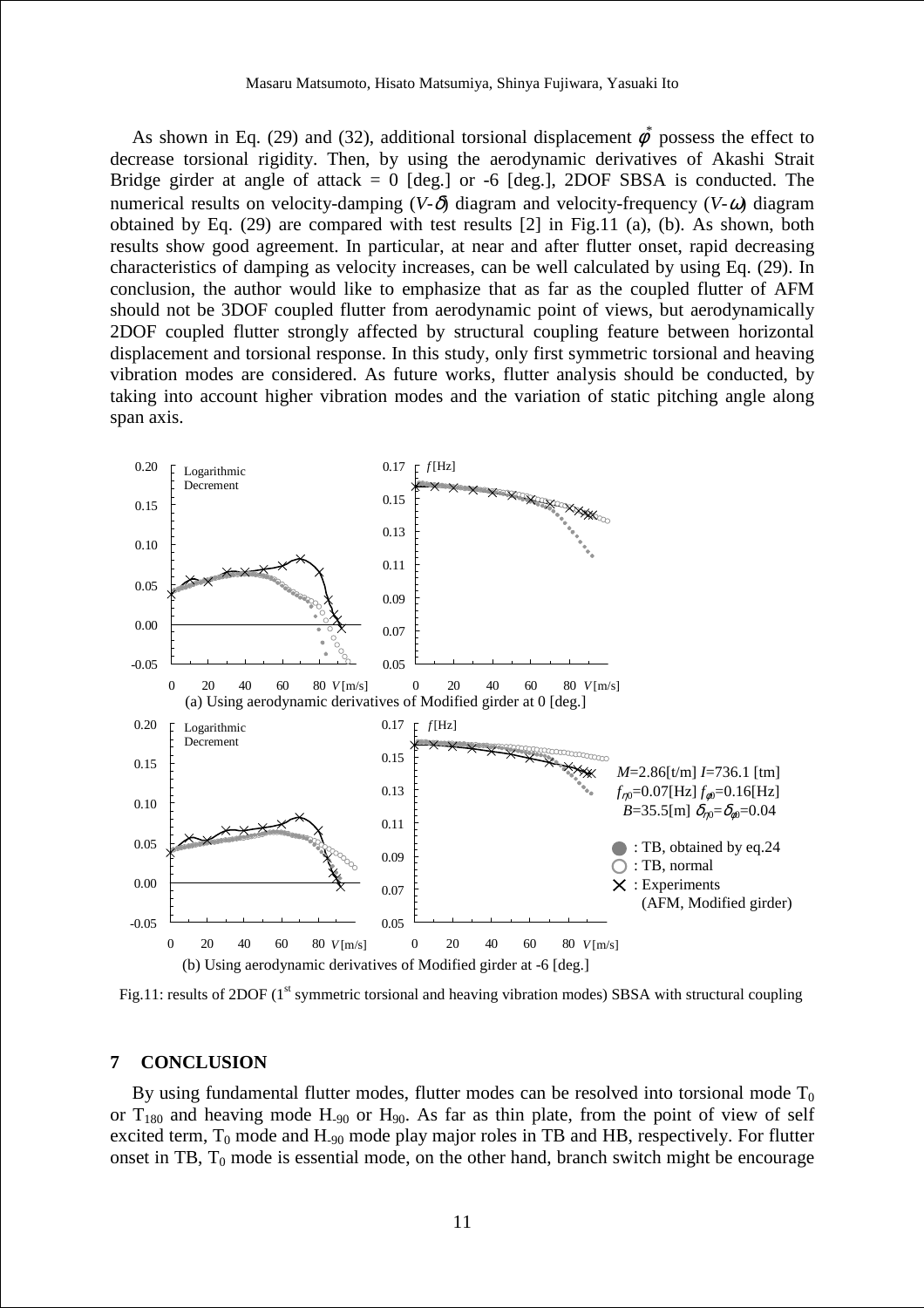As shown in Eq. (29) and (32), additional torsional displacement $\phi^*$ possess the effect to decrease torsional rigidity. Then, by using the aerodynamic derivatives of Akashi Strait Bridge girder at angle of attack = 0 [deg.] or -6 [deg.], 2DOF SBSA is conducted. The numerical results on velocity-damping ($V$-$\delta$) diagram and velocity-frequency ($V$-$\omega$) diagram obtained by Eq. (29) are compared with test results [2] in Fig.11 (a), (b). As shown, both results show good agreement. In particular, at near and after flutter onset, rapid decreasing characteristics of damping as velocity increases, can be well calculated by using Eq. (29). In conclusion, the author would like to emphasize that as far as the coupled flutter of AFM should not be 3DOF coupled flutter from aerodynamic point of views, but aerodynamically 2DOF coupled flutter strongly affected by structural coupling feature between horizontal displacement and torsional response. In this study, only first symmetric torsional and heaving vibration modes are considered. As future works, flutter analysis should be conducted, by taking into account higher vibration modes and the variation of static pitching angle along span axis.

(a) Using aerodynamic derivatives of Modified girder at 0 [deg.]

(b) Using aerodynamic derivatives of Modified girder at -6 [deg.]

$M$=2.86[t/m] $I$=736.1 [tm]
$f_{\eta 0}$=0.07[Hz] $f_{\phi 0}$=0.16[Hz]
$B$=35.5[m] $\delta_{\eta 0}=\delta_{\phi 0}$=0.04

● : TB, obtained by eq.24
○ : TB, normal
× : Experiments (AFM, Modified girder)

Fig.11: results of 2DOF (1st symmetric torsional and heaving vibration modes) SBSA with structural coupling

## 7 CONCLUSION

By using fundamental flutter modes, flutter modes can be resolved into torsional mode $T_0$ or $T_{180}$ and heaving mode $H_{-90}$ or $H_{90}$. As far as thin plate, from the point of view of self excited term, $T_0$ mode and $H_{-90}$ mode play major roles in TB and HB, respectively. For flutter onset in TB, $T_0$ mode is essential mode, on the other hand, branch switch might be encourage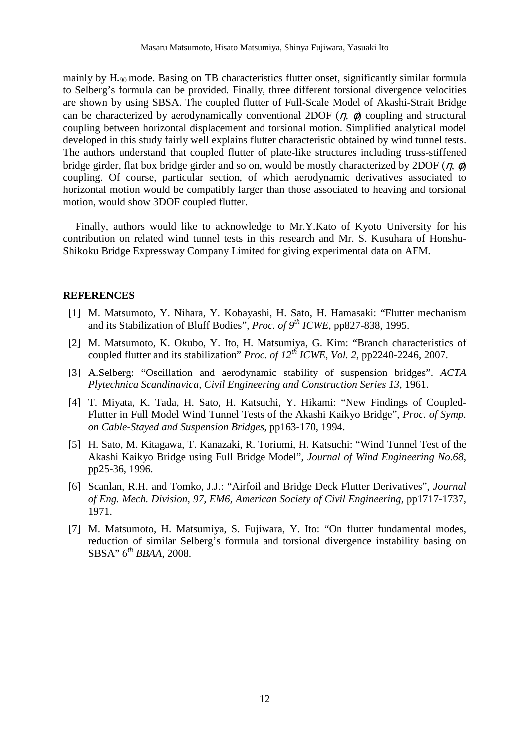mainly by $H_{-90}$ mode. Basing on TB characteristics flutter onset, significantly similar formula to Selberg's formula can be provided. Finally, three different torsional divergence velocities are shown by using SBSA. The coupled flutter of Full-Scale Model of Akashi-Strait Bridge can be characterized by aerodynamically conventional 2DOF ($\eta$, $\phi$) coupling and structural coupling between horizontal displacement and torsional motion. Simplified analytical model developed in this study fairly well explains flutter characteristic obtained by wind tunnel tests. The authors understand that coupled flutter of plate-like structures including truss-stiffened bridge girder, flat box bridge girder and so on, would be mostly characterized by 2DOF ($\eta$, $\phi$) coupling. Of course, particular section, of which aerodynamic derivatives associated to horizontal motion would be compatibly larger than those associated to heaving and torsional motion, would show 3DOF coupled flutter.

Finally, authors would like to acknowledge to Mr.Y.Kato of Kyoto University for his contribution on related wind tunnel tests in this research and Mr. S. Kusuhara of Honshu-Shikoku Bridge Expressway Company Limited for giving experimental data on AFM.

## REFERENCES

[1] M. Matsumoto, Y. Nihara, Y. Kobayashi, H. Sato, H. Hamasaki: "Flutter mechanism and its Stabilization of Bluff Bodies", *Proc. of 9th ICWE*, pp827-838, 1995.

[2] M. Matsumoto, K. Okubo, Y. Ito, H. Matsumiya, G. Kim: "Branch characteristics of coupled flutter and its stabilization" *Proc. of 12th ICWE, Vol. 2*, pp2240-2246, 2007.

[3] A.Selberg: "Oscillation and aerodynamic stability of suspension bridges". *ACTA Plytechnica Scandinavica, Civil Engineering and Construction Series 13*, 1961.

[4] T. Miyata, K. Tada, H. Sato, H. Katsuchi, Y. Hikami: "New Findings of Coupled-Flutter in Full Model Wind Tunnel Tests of the Akashi Kaikyo Bridge", *Proc. of Symp. on Cable-Stayed and Suspension Bridges*, pp163-170, 1994.

[5] H. Sato, M. Kitagawa, T. Kanazaki, R. Toriumi, H. Katsuchi: "Wind Tunnel Test of the Akashi Kaikyo Bridge using Full Bridge Model", *Journal of Wind Engineering No.68*, pp25-36, 1996.

[6] Scanlan, R.H. and Tomko, J.J.: "Airfoil and Bridge Deck Flutter Derivatives", *Journal of Eng. Mech. Division, 97, EM6, American Society of Civil Engineering*, pp1717-1737, 1971.

[7] M. Matsumoto, H. Matsumiya, S. Fujiwara, Y. Ito: "On flutter fundamental modes, reduction of similar Selberg's formula and torsional divergence instability basing on SBSA" *6th BBAA*, 2008.